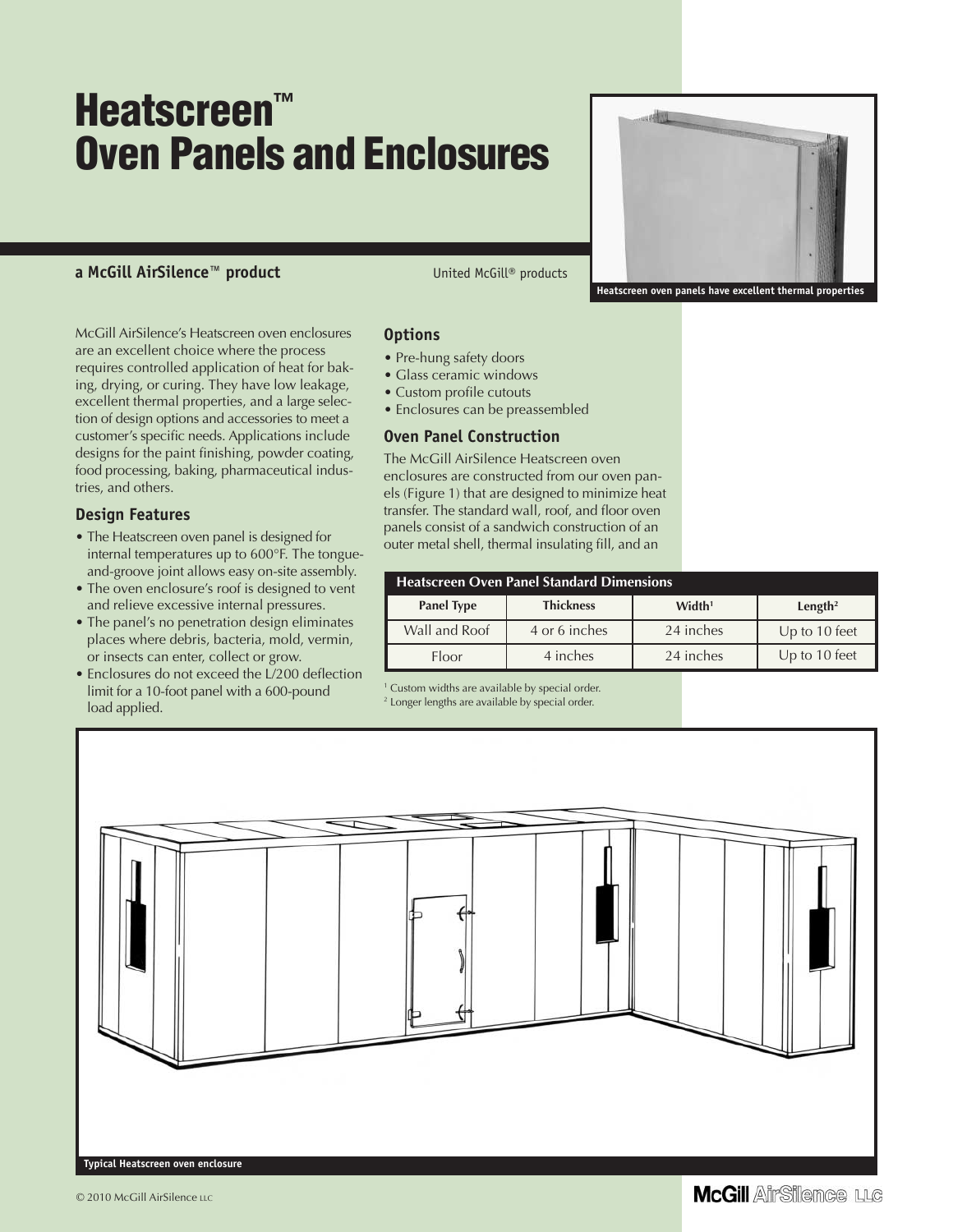# Heatscreen™ Oven Panels and Enclosures

**a McGill AirSilence™ product**

United McGill® products

Heatscreen oven panels have excellent thermal properties

McGill AirSilence's Heatscreen oven enclosures are an excellent choice where the process requires controlled application of heat for baking, drying, or curing. They have low leakage, excellent thermal properties, and a large selection of design options and accessories to meet a customer's specific needs. Applications include designs for the paint finishing, powder coating, food processing, baking, pharmaceutical industries, and others.

## Design Features

- The Heatscreen oven panel is designed for internal temperatures up to 600°F. The tongue-and-groove joint allows easy on-site assembly.
- The oven enclosure's roof is designed to vent and relieve excessive internal pressures.
- The panel's no penetration design eliminates places where debris, bacteria, mold, vermin, or insects can enter, collect or grow.
- Enclosures do not exceed the L/200 deflection limit for a 10-foot panel with a 600-pound load applied.

## Options

- Pre-hung safety doors
- Glass ceramic windows
- Custom profile cutouts
- Enclosures can be preassembled

## Oven Panel Construction

The McGill AirSilence Heatscreen oven enclosures are constructed from our oven panels (Figure 1) that are designed to minimize heat transfer. The standard wall, roof, and floor oven panels consist of a sandwich construction of an outer metal shell, thermal insulating fill, and an

**Heatscreen Oven Panel Standard Dimensions**

| Panel Type | Thickness | Width[1] | Length[2] |
|---|---|---|---|
| Wall and Roof | 4 or 6 inches | 24 inches | Up to 10 feet |
| Floor | 4 inches | 24 inches | Up to 10 feet |

[1] Custom widths are available by special order.
[2] Longer lengths are available by special order.

Typical Heatscreen oven enclosure

© 2010 McGill AirSilence LLC

McGill AirSilence LLC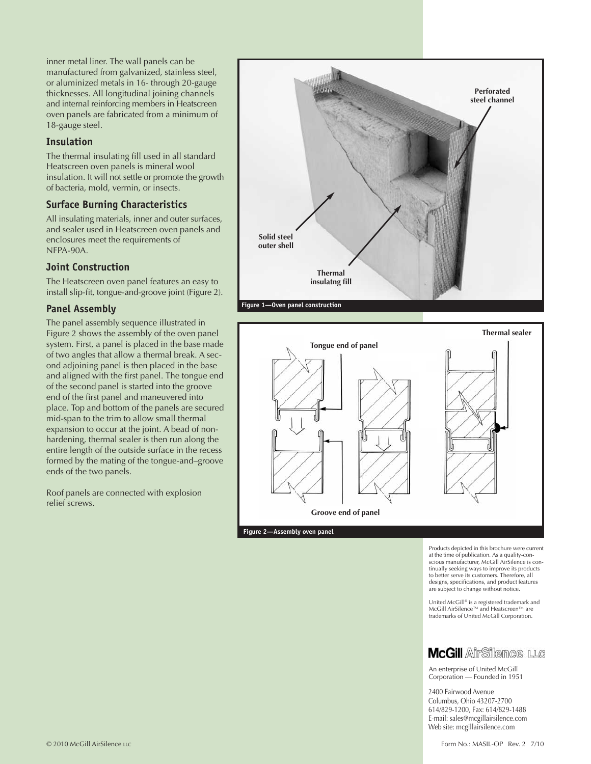inner metal liner. The wall panels can be manufactured from galvanized, stainless steel, or aluminized metals in 16- through 20-gauge thicknesses. All longitudinal joining channels and internal reinforcing members in Heatscreen oven panels are fabricated from a minimum of 18-gauge steel.

## Insulation

The thermal insulating fill used in all standard Heatscreen oven panels is mineral wool insulation. It will not settle or promote the growth of bacteria, mold, vermin, or insects.

## Surface Burning Characteristics

All insulating materials, inner and outer surfaces, and sealer used in Heatscreen oven panels and enclosures meet the requirements of NFPA-90A.

## Joint Construction

The Heatscreen oven panel features an easy to install slip-fit, tongue-and-groove joint (Figure 2).

## Panel Assembly

The panel assembly sequence illustrated in Figure 2 shows the assembly of the oven panel system. First, a panel is placed in the base made of two angles that allow a thermal break. A second adjoining panel is then placed in the base and aligned with the first panel. The tongue end of the second panel is started into the groove end of the first panel and maneuvered into place. Top and bottom of the panels are secured mid-span to the trim to allow small thermal expansion to occur at the joint. A bead of non-hardening, thermal sealer is then run along the entire length of the outside surface in the recess formed by the mating of the tongue-and–groove ends of the two panels.

Roof panels are connected with explosion relief screws.

Perforated steel channel

Solid steel outer shell

Thermal insulatng fill

Figure 1—Oven panel construction

Tongue end of panel

Thermal sealer

Groove end of panel

Figure 2—Assembly oven panel

Products depicted in this brochure were current at the time of publication. As a quality-conscious manufacturer, McGill AirSilence is continually seeking ways to improve its products to better serve its customers. Therefore, all designs, specifications, and product features are subject to change without notice.

United McGill® is a registered trademark and McGill AirSilence™ and Heatscreen™ are trademarks of United McGill Corporation.

**McGill AirSilence LLC**

An enterprise of United McGill Corporation — Founded in 1951

2400 Fairwood Avenue
Columbus, Ohio 43207-2700
614/829-1200, Fax: 614/829-1488
E-mail: sales@mcgillairsilence.com
Web site: mcgillairsilence.com

© 2010 McGill AirSilence LLC

Form No.: MASIL-OP Rev. 2 7/10